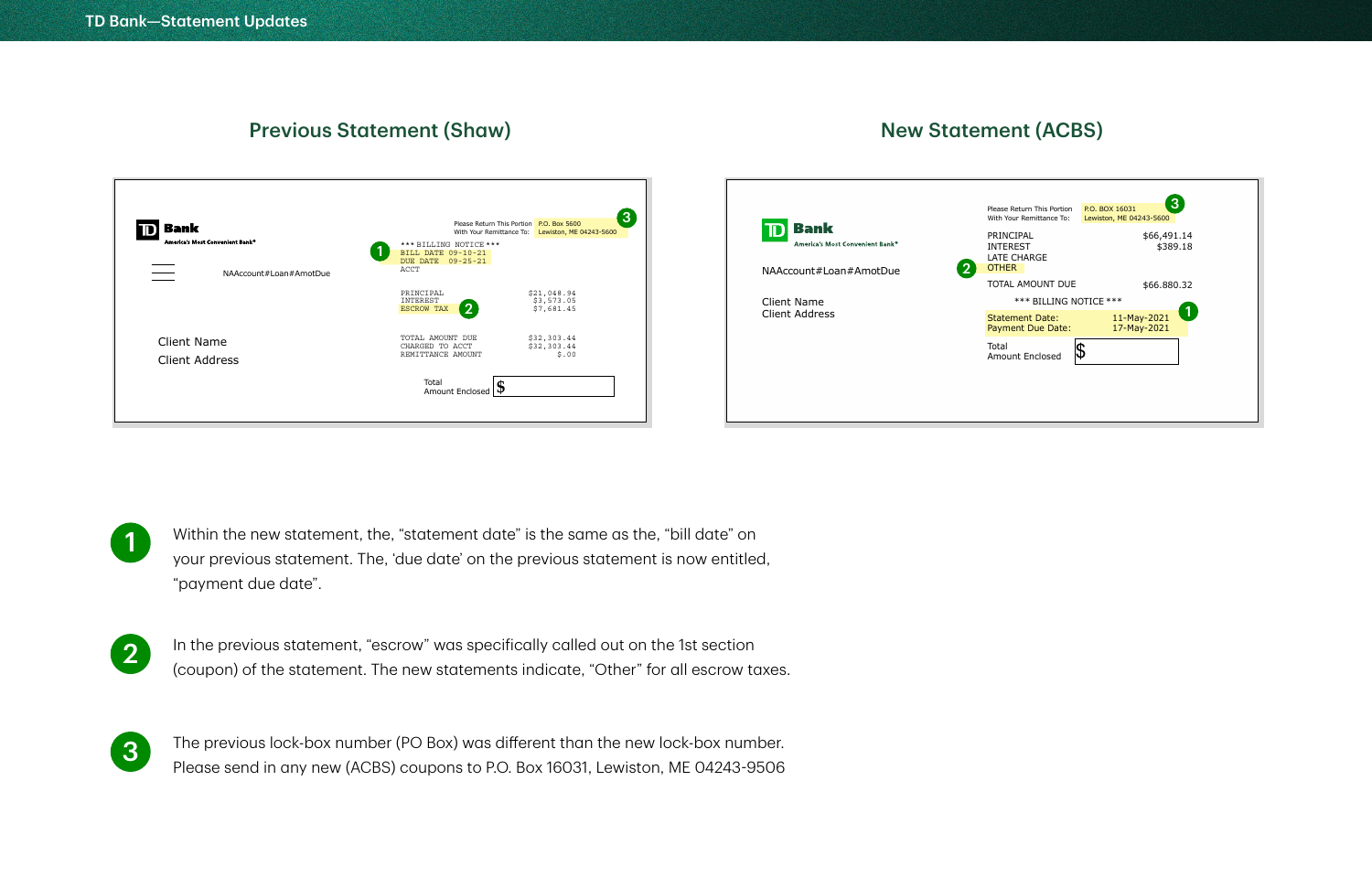# TD Bank—Statement Updates

## Previous Statement (Shaw)

**TD Bank** America's Most Convenient Bank®

NAAccount#Loan#AmotDue

Client Name
Client Address

Please Return This Portion With Your Remittance To: P.O. Box 5600 Lewiston, ME 04243-5600 **(3)**

\*\*\* BILLING NOTICE \*\*\*
BILL DATE 09-10-21 **(1)**
DUE DATE 09-25-21
ACCT

| | |
|---|---|
| PRINCIPAL | $21,048.94 |
| INTEREST | $3,573.05 |
| ESCROW TAX **(2)** | $7,681.45 |
| TOTAL AMOUNT DUE | $32,303.44 |
| CHARGED TO ACCT | $32,303.44 |
| REMITTANCE AMOUNT | $.00 |

Total Amount Enclosed $

## New Statement (ACBS)

**TD Bank** America's Most Convenient Bank®

NAAccount#Loan#AmotDue

Client Name
Client Address

Please Return This Portion With Your Remittance To: P.O. BOX 16031 Lewiston, ME 04243-5600 **(3)**

| | |
|---|---|
| PRINCIPAL | $66,491.14 |
| INTEREST | $389.18 |
| LATE CHARGE | |
| OTHER **(2)** | |
| TOTAL AMOUNT DUE | $66.880.32 |

\*\*\* BILLING NOTICE \*\*\*

| | |
|---|---|
| Statement Date: **(1)** | 11-May-2021 |
| Payment Due Date: | 17-May-2021 |

Total Amount Enclosed $

---

1. Within the new statement, the, "statement date" is the same as the, "bill date" on your previous statement. The, 'due date' on the previous statement is now entitled, "payment due date".

2. In the previous statement, "escrow" was specifically called out on the 1st section (coupon) of the statement. The new statements indicate, "Other" for all escrow taxes.

3. The previous lock-box number (PO Box) was different than the new lock-box number. Please send in any new (ACBS) coupons to P.O. Box 16031, Lewiston, ME 04243-9506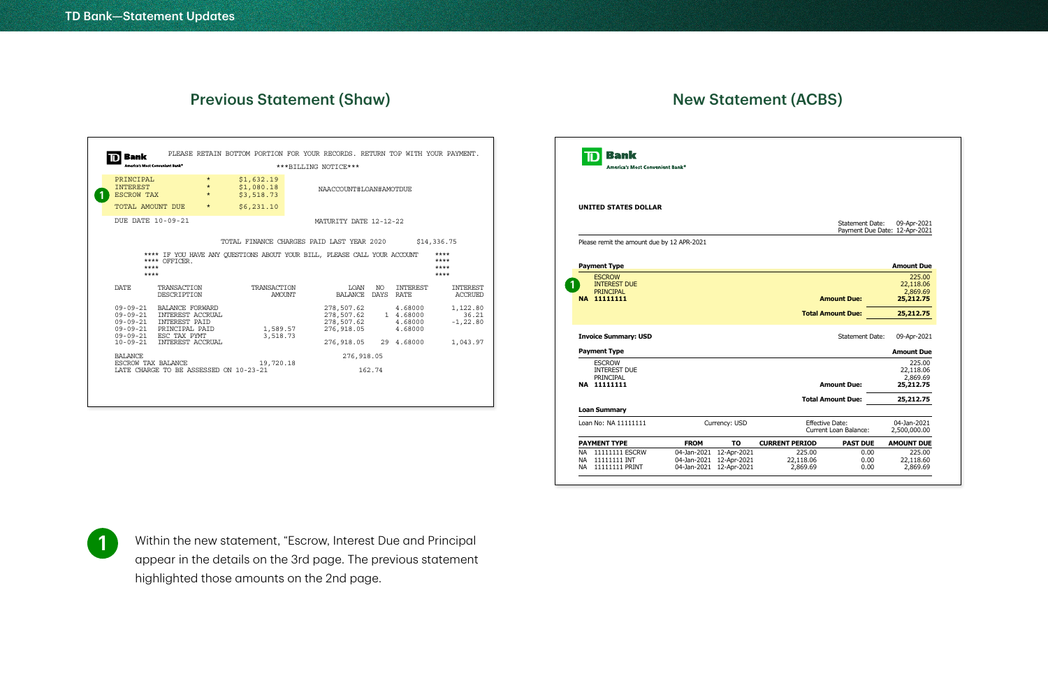TD Bank—Statement Updates

## Previous Statement (Shaw)

TD Bank
America's Most Convenient Bank®

PLEASE RETAIN BOTTOM PORTION FOR YOUR RECORDS. RETURN TOP WITH YOUR PAYMENT.

***BILLING NOTICE***

| | | |
|---|---|---|
| PRINCIPAL | * | $1,632.19 |
| INTEREST | * | $1,080.18 |
| ESCROW TAX | * | $3,518.73 |
| TOTAL AMOUNT DUE | * | $6,231.10 |

NAACCOUNT#LOAN#AMOTDUE

DUE DATE 10-09-21

MATURITY DATE 12-12-22

TOTAL FINANCE CHARGES PAID LAST YEAR 2020 $14,336.75

**** IF YOU HAVE ANY QUESTIONS ABOUT YOUR BILL, PLEASE CALL YOUR ACCOUNT OFFICER. ****

| DATE | TRANSACTION DESCRIPTION | TRANSACTION AMOUNT | LOAN BALANCE | NO DAYS | INTEREST RATE | INTEREST ACCRUED |
|---|---|---|---|---|---|---|
| 09-09-21 | BALANCE FORWARD | | 278,507.62 | | 4.68000 | 1,122.80 |
| 09-09-21 | INTEREST ACCRUAL | | 278,507.62 | 1 | 4.68000 | 36.21 |
| 09-09-21 | INTEREST PAID | | 278,507.62 | | 4.68000 | -1,22.80 |
| 09-09-21 | PRINCIPAL PAID | 1,589.57 | 276,918.05 | | 4.68000 | |
| 09-09-21 | ESC TAX PYMT | 3,518.73 | | | | |
| 10-09-21 | INTEREST ACCRUAL | | 276,918.05 | 29 | 4.68000 | 1,043.97 |
| BALANCE | | | 276,918.05 | | | |
| ESCROW TAX BALANCE | | 19,720.18 | | | | |
| LATE CHARGE TO BE ASSESSED ON 10-23-21 | | | 162.74 | | | |

## New Statement (ACBS)

TD Bank
America's Most Convenient Bank®

**UNITED STATES DOLLAR**

Statement Date: 09-Apr-2021
Payment Due Date: 12-Apr-2021

Please remit the amount due by 12 APR-2021

| Payment Type | | Amount Due |
|---|---|---|
| ESCROW | | 225.00 |
| INTEREST DUE | | 22,118.06 |
| PRINCIPAL | | 2,869.69 |
| **NA 11111111** | **Amount Due:** | **25,212.75** |
| | **Total Amount Due:** | **25,212.75** |

**Invoice Summary: USD** Statement Date: 09-Apr-2021

| Payment Type | | Amount Due |
|---|---|---|
| ESCROW | | 225.00 |
| INTEREST DUE | | 22,118.06 |
| PRINCIPAL | | 2,869.69 |
| **NA 11111111** | **Amount Due:** | **25,212.75** |
| | **Total Amount Due:** | **25,212.75** |

**Loan Summary**

Loan No: NA 11111111 Currency: USD Effective Date: 04-Jan-2021 Current Loan Balance: 2,500,000.00

| PAYMENT TYPE | FROM | TO | CURRENT PERIOD | PAST DUE | AMOUNT DUE |
|---|---|---|---|---|---|
| NA 11111111 ESCRW | 04-Jan-2021 | 12-Apr-2021 | 225.00 | 0.00 | 225.00 |
| NA 11111111 INT | 04-Jan-2021 | 12-Apr-2021 | 22,118.06 | 0.00 | 22,118.60 |
| NA 11111111 PRINT | 04-Jan-2021 | 12-Apr-2021 | 2,869.69 | 0.00 | 2,869.69 |

1. Within the new statement, "Escrow, Interest Due and Principal appear in the details on the 3rd page. The previous statement highlighted those amounts on the 2nd page.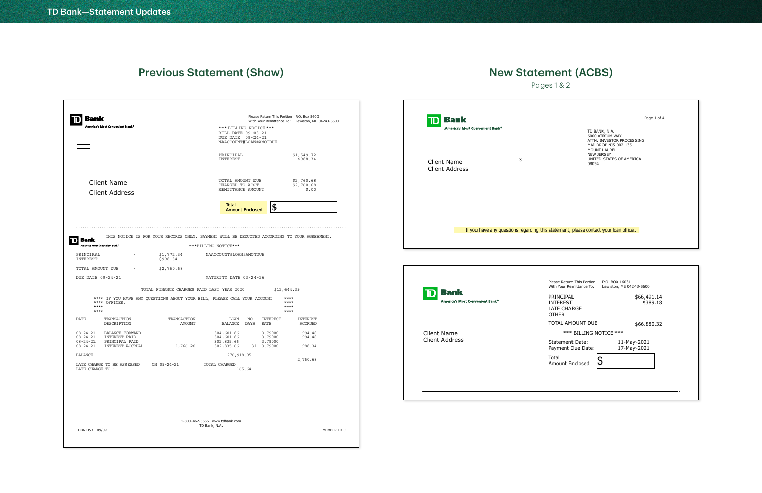TD Bank—Statement Updates

## Previous Statement (Shaw)

**TD Bank**
America's Most Convenient Bank®

Please Return This Portion With Your Remittance To: P.O. Box 5600 Lewiston, ME 04243-5600

*** BILLING NOTICE ***
BILL DATE 09-03-21
DUE DATE 09-24-21
NAACCOUNT#LOAN#AMOTDUE

| | |
|---|---|
| PRINCIPAL | $1,549.72 |
| INTEREST | $988.34 |

Client Name
Client Address

| | |
|---|---|
| TOTAL AMOUNT DUE | $2,760.68 |
| CHARGED TO ACCT | $2,760.68 |
| REMITTANCE AMOUNT | $.00 |

Total Amount Enclosed $

---

**TD Bank**
America's Most Convenient Bank®

THIS NOTICE IS FOR YOUR RECORDS ONLY. PAYMENT WILL BE DEDUCTED ACCORDING TO YOUR AGREEMENT.

***BILLING NOTICE***

PRINCIPAL - $1,772.34
INTEREST - $998.34

NAACCOUNT#LOAN#AMOTDUE

TOTAL AMOUNT DUE - $2,760.68

DUE DATE 09-24-21 MATURITY DATE 03-24-26

TOTAL FINANCE CHARGES PAID LAST YEAR 2020 $12,644.39

**** IF YOU HAVE ANY QUESTIONS ABOUT YOUR BILL, PLEASE CALL YOUR ACCOUNT ****
**** OFFICER. ****

| DATE | TRANSACTION DESCRIPTION | TRANSACTION AMOUNT | LOAN BALANCE | NO DAYS | INTEREST RATE | INTEREST ACCRUED |
|---|---|---|---|---|---|---|
| 08-24-21 | BALANCE FORWARD | | 304,601.86 | | 3.79000 | 994.48 |
| 08-24-21 | INTEREST PAID | | 304,601.86 | | 3.79000 | -994.48 |
| 08-24-21 | PRINCIPAL PAID | | 302,835.66 | | 3.79000 | |
| 08-24-21 | INTEREST ACCRUAL | 1,766.20 | 302,835.66 | 31 | 3.79000 | 988.34 |
| BALANCE | | | 276,918.05 | | | 2,760.68 |

LATE CHARGE TO BE ASSESSED ON 09-24-21 TOTAL CHARGED 165.64
LATE CHARGE TO :

1-800-462-3666 www.tdbank.com
TD Bank, N.A.

TDBN D53 09/09 MEMBER FDIC

## New Statement (ACBS)

Pages 1 & 2

**TD Bank**
America's Most Convenient Bank®

Page 1 of 4

TD BANK, N.A.
6000 ATRIUM WAY
ATTN: INVESTOR PROCESSING
MAILDROP NJ5-002-135
MOUNT LAUREL
NEW JERSEY
UNITED STATES OF AMERICA
08054

Client Name
Client Address

3

If you have any questions regarding this statement, please contact your loan officer.

---

**TD Bank**
America's Most Convenient Bank®

Please Return This Portion With Your Remittance To: P.O. BOX 16031 Lewiston, ME 04243-5600

| | |
|---|---|
| PRINCIPAL | $66,491.14 |
| INTEREST | $389.18 |
| LATE CHARGE | |
| OTHER | |
| TOTAL AMOUNT DUE | $66.880.32 |

Client Name
Client Address

*** BILLING NOTICE ***

Statement Date: 11-May-2021
Payment Due Date: 17-May-2021

Total Amount Enclosed $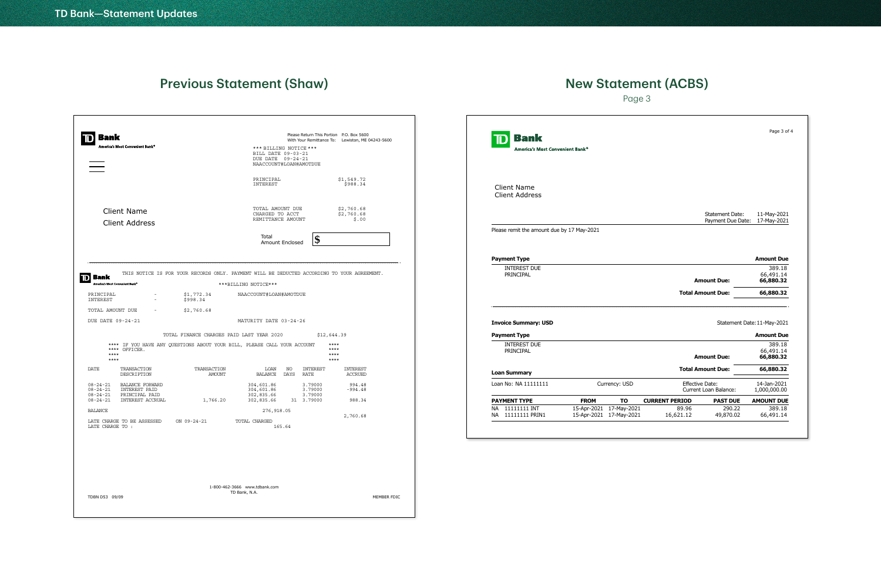## TD Bank—Statement Updates

## Previous Statement (Shaw)

**TD Bank**
America's Most Convenient Bank®

Please Return This Portion With Your Remittance To: P.O. Box 5600 Lewiston, ME 04243-5600

```
*** BILLING NOTICE ***
BILL DATE 09-03-21
DUE DATE  09-24-21
NAACCOUNT#LOAN#AMOTDUE

PRINCIPAL                 $1,549.72
INTEREST                    $988.34

TOTAL AMOUNT DUE          $2,760.68
CHARGED TO ACCT           $2,760.68
REMITTANCE AMOUNT              $.00
```

Client Name
Client Address

Total Amount Enclosed $

---

**TD Bank**
America's Most Convenient Bank®

```
THIS NOTICE IS FOR YOUR RECORDS ONLY. PAYMENT WILL BE DEDUCTED ACCORDING TO YOUR AGREEMENT.

                                ***BILLING NOTICE***
PRINCIPAL        -    $1,772.34      NAACCOUNT#LOAN#AMOTDUE
INTEREST         -    $998.34

TOTAL AMOUNT DUE -    $2,760.68

DUE DATE 09-24-21                    MATURITY DATE 03-24-26

              TOTAL FINANCE CHARGES PAID LAST YEAR 2020        $12,644.39

     **** IF YOU HAVE ANY QUESTIONS ABOUT YOUR BILL, PLEASE CALL YOUR ACCOUNT   ****
     **** OFFICER.                                                              ****
     ****                                                                       ****
     ****                                                                       ****
```

| DATE | TRANSACTION DESCRIPTION | TRANSACTION AMOUNT | LOAN BALANCE | NO DAYS | INTEREST RATE | INTEREST ACCRUED |
|---|---|---|---|---|---|---|
| 08-24-21 | BALANCE FORWARD | | 304,601.86 | | 3.79000 | 994.48 |
| 08-24-21 | INTEREST PAID | | 304,601.86 | | 3.79000 | -994.48 |
| 08-24-21 | PRINCIPAL PAID | | 302,835.66 | | 3.79000 | |
| 08-24-21 | INTEREST ACCRUAL | 1,766.20 | 302,835.66 | 31 | 3.79000 | 988.34 |
| BALANCE | | | 276,918.05 | | | 2,760.68 |

```
LATE CHARGE TO BE ASSESSED    ON 09-24-21      TOTAL CHARGED
LATE CHARGE TO :                                      165.64
```

1-800-462-3666 www.tdbank.com
TD Bank, N.A.

TDBN D53 09/09 MEMBER FDIC

## New Statement (ACBS)

Page 3

**TD Bank**
America's Most Convenient Bank®

Page 3 of 4

Client Name
Client Address

Statement Date: 11-May-2021
Payment Due Date: 17-May-2021

Please remit the amount due by 17 May-2021

| Payment Type | Amount Due |
|---|---|
| INTEREST DUE | 389.18 |
| PRINCIPAL | 66,491.14 |
| **Amount Due:** | **66,880.32** |
| **Total Amount Due:** | **66,880.32** |

---

**Invoice Summary: USD** Statement Date: 11-May-2021

| Payment Type | Amount Due |
|---|---|
| INTEREST DUE | 389.18 |
| PRINCIPAL | 66,491.14 |
| **Amount Due:** | **66,880.32** |
| **Total Amount Due:** | **66,880.32** |

**Loan Summary**

Loan No: NA 11111111 Currency: USD Effective Date: 14-Jan-2021 Current Loan Balance: 1,000,000.00

| PAYMENT TYPE | FROM | TO | CURRENT PERIOD | PAST DUE | AMOUNT DUE |
|---|---|---|---|---|---|
| NA 11111111 INT | 15-Apr-2021 | 17-May-2021 | 89.96 | 290.22 | 389.18 |
| NA 11111111 PRIN1 | 15-Apr-2021 | 17-May-2021 | 16,621.12 | 49,870.02 | 66,491.14 |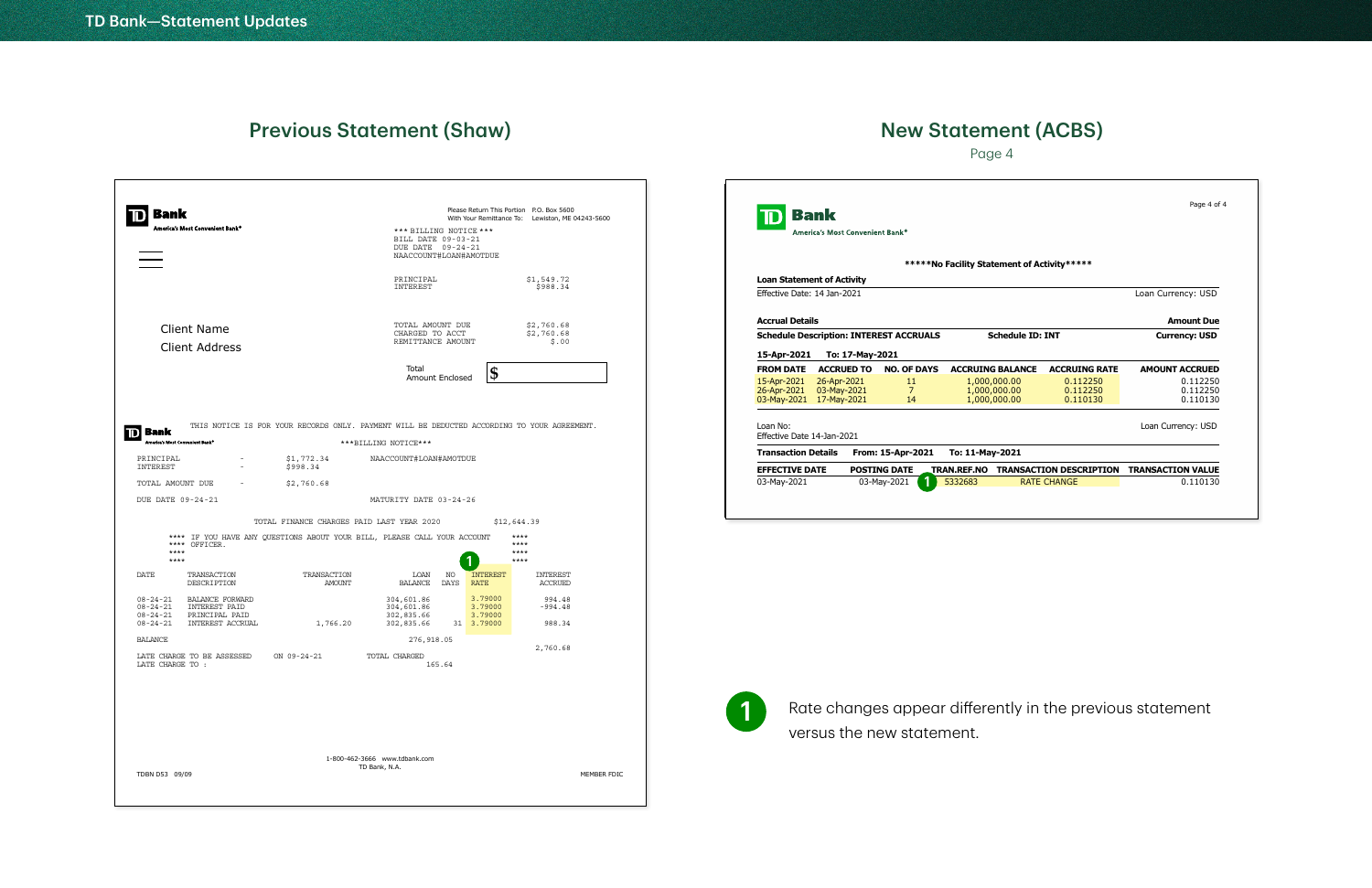TD Bank—Statement Updates

## Previous Statement (Shaw)

**TD Bank**
America's Most Convenient Bank®

Please Return This Portion With Your Remittance To: P.O. Box 5600 Lewiston, ME 04243-5600

*** BILLING NOTICE ***
BILL DATE 09-03-21
DUE DATE 09-24-21
NAACCOUNT#LOAN#AMOTDUE

| | |
|---|---|
| PRINCIPAL | $1,549.72 |
| INTEREST | $988.34 |

Client Name
Client Address

| | |
|---|---|
| TOTAL AMOUNT DUE | $2,760.68 |
| CHARGED TO ACCT | $2,760.68 |
| REMITTANCE AMOUNT | $.00 |

Total Amount Enclosed $

**TD Bank**
America's Most Convenient Bank®

THIS NOTICE IS FOR YOUR RECORDS ONLY. PAYMENT WILL BE DEDUCTED ACCORDING TO YOUR AGREEMENT.

***BILLING NOTICE***

PRINCIPAL - $1,772.34
INTEREST - $988.34

NAACCOUNT#LOAN#AMOTDUE

TOTAL AMOUNT DUE - $2,760.68

DUE DATE 09-24-21

MATURITY DATE 03-24-26

TOTAL FINANCE CHARGES PAID LAST YEAR 2020 $12,644.39

**** IF YOU HAVE ANY QUESTIONS ABOUT YOUR BILL, PLEASE CALL YOUR ACCOUNT ****
**** OFFICER. ****

| DATE | TRANSACTION DESCRIPTION | TRANSACTION AMOUNT | LOAN BALANCE | NO DAYS | INTEREST RATE (1) | INTEREST ACCRUED |
|---|---|---|---|---|---|---|
| 08-24-21 | BALANCE FORWARD | | 304,601.86 | | 3.79000 | 994.48 |
| 08-24-21 | INTEREST PAID | | 304,601.86 | | 3.79000 | -994.48 |
| 08-24-21 | PRINCIPAL PAID | | 302,835.66 | | 3.79000 | |
| 08-24-21 | INTEREST ACCRUAL | 1,766.20 | 302,835.66 | 31 | 3.79000 | 988.34 |
| BALANCE | | | 276,918.05 | | | 2,760.68 |

LATE CHARGE TO BE ASSESSED ON 09-24-21 TOTAL CHARGED 165.64
LATE CHARGE TO :

1-800-462-3666 www.tdbank.com
TD Bank, N.A.

TDBN D53 09/09 MEMBER FDIC

## New Statement (ACBS)

Page 4

**TD Bank**
America's Most Convenient Bank®

Page 4 of 4

*****No Facility Statement of Activity*****

**Loan Statement of Activity**
Effective Date: 14 Jan-2021 Loan Currency: USD

**Accrual Details** **Amount Due**
**Schedule Description: INTEREST ACCRUALS** **Schedule ID: INT** **Currency: USD**

**15-Apr-2021 To: 17-May-2021**

| FROM DATE | ACCRUED TO | NO. OF DAYS | ACCRUING BALANCE | ACCRUING RATE | AMOUNT ACCRUED |
|---|---|---|---|---|---|
| 15-Apr-2021 | 26-Apr-2021 | 11 | 1,000,000.00 | 0.112250 | 0.112250 |
| 26-Apr-2021 | 03-May-2021 | 7 | 1,000,000.00 | 0.112250 | 0.112250 |
| 03-May-2021 | 17-May-2021 | 14 | 1,000,000.00 | 0.110130 | 0.110130 |

Loan No: Loan Currency: USD
Effective Date 14-Jan-2021

**Transaction Details** **From: 15-Apr-2021** **To: 11-May-2021**

| EFFECTIVE DATE | POSTING DATE | TRAN.REF.NO | TRANSACTION DESCRIPTION | TRANSACTION VALUE |
|---|---|---|---|---|
| 03-May-2021 | 03-May-2021 | (1) 5332683 | RATE CHANGE | 0.110130 |

**1** Rate changes appear differently in the previous statement versus the new statement.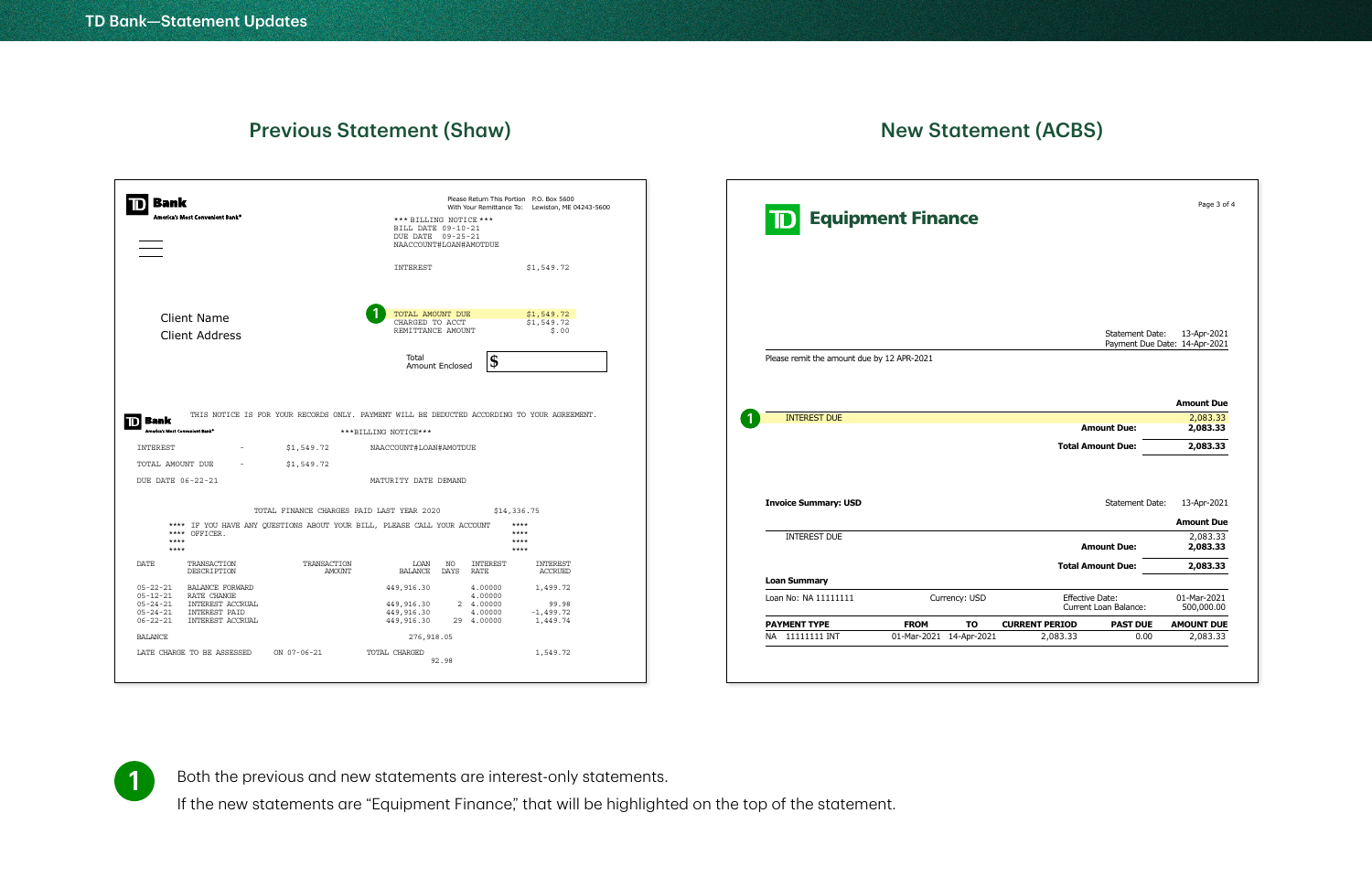TD Bank—Statement Updates

## Previous Statement (Shaw)

**TD Bank**
America's Most Convenient Bank®

Please Return This Portion With Your Remittance To: P.O. Box 5600 Lewiston, ME 04243-5600

*** BILLING NOTICE ***
BILL DATE 09-10-21
DUE DATE 09-25-21
NAACCOUNT#LOAN#AMOTDUE

INTEREST $1,549.72

Client Name
Client Address

1 TOTAL AMOUNT DUE $1,549.72
CHARGED TO ACCT $1,549.72
REMITTANCE AMOUNT $.00

Total Amount Enclosed $

**TD Bank**
America's Most Convenient Bank®

THIS NOTICE IS FOR YOUR RECORDS ONLY. PAYMENT WILL BE DEDUCTED ACCORDING TO YOUR AGREEMENT.

***BILLING NOTICE***

INTEREST - $1,549.72 NAACCOUNT#LOAN#AMOTDUE

TOTAL AMOUNT DUE - $1,549.72

DUE DATE 06-22-21 MATURITY DATE DEMAND

TOTAL FINANCE CHARGES PAID LAST YEAR 2020 $14,336.75

**** IF YOU HAVE ANY QUESTIONS ABOUT YOUR BILL, PLEASE CALL YOUR ACCOUNT ****
**** OFFICER. ****
**** ****
**** ****

| DATE | TRANSACTION DESCRIPTION | TRANSACTION AMOUNT | LOAN BALANCE | NO DAYS | INTEREST RATE | INTEREST ACCRUED |
|---|---|---|---|---|---|---|
| 05-22-21 | BALANCE FORWARD | | 449,916.30 | | 4.00000 | 1,499.72 |
| 05-12-21 | RATE CHANGE | | | | 4.00000 | |
| 05-24-21 | INTEREST ACCRUAL | | 449,916.30 | 2 | 4.00000 | 99.98 |
| 05-24-21 | INTEREST PAID | | 449,916.30 | | 4.00000 | -1,499.72 |
| 06-22-21 | INTEREST ACCRUAL | | 449,916.30 | 29 | 4.00000 | 1,449.74 |
| BALANCE | | | 276,918.05 | | | |
| LATE CHARGE TO BE ASSESSED | ON 07-06-21 | TOTAL CHARGED | 92.98 | | | 1,549.72 |

## New Statement (ACBS)

**TD Equipment Finance**

Page 3 of 4

Statement Date: 13-Apr-2021
Payment Due Date: 14-Apr-2021

Please remit the amount due by 12 APR-2021

| | Amount Due |
|---|---|
| 1 INTEREST DUE | 2,083.33 |
| Amount Due: | 2,083.33 |
| Total Amount Due: | 2,083.33 |

**Invoice Summary: USD** Statement Date: 13-Apr-2021

| | Amount Due |
|---|---|
| INTEREST DUE | 2,083.33 |
| Amount Due: | 2,083.33 |
| Total Amount Due: | 2,083.33 |

**Loan Summary**

Loan No: NA 11111111 Currency: USD Effective Date: 01-Mar-2021 Current Loan Balance: 500,000.00

| PAYMENT TYPE | FROM | TO | CURRENT PERIOD | PAST DUE | AMOUNT DUE |
|---|---|---|---|---|---|
| NA 11111111 INT | 01-Mar-2021 | 14-Apr-2021 | 2,083.33 | 0.00 | 2,083.33 |

1. Both the previous and new statements are interest-only statements.
   If the new statements are "Equipment Finance," that will be highlighted on the top of the statement.